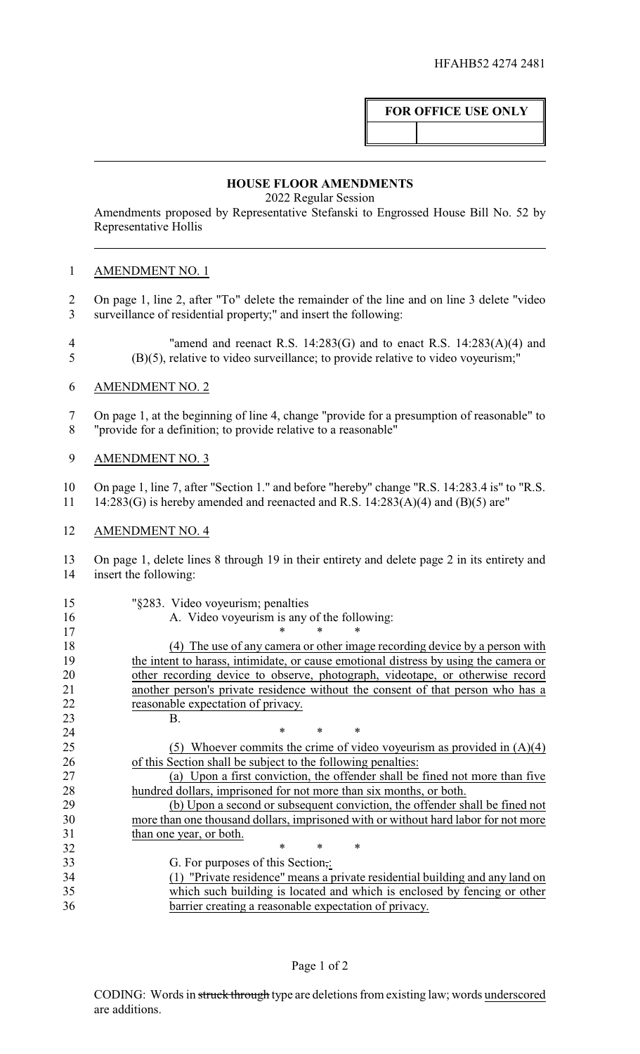HFAHB52 4274 2481

**FOR OFFICE USE ONLY**

## HOUSE FLOOR AMENDMENTS

2022 Regular Session

Amendments proposed by Representative Stefanski to Engrossed House Bill No. 52 by Representative Hollis

AMENDMENT NO. 1

On page 1, line 2, after "To" delete the remainder of the line and on line 3 delete "video surveillance of residential property;" and insert the following:

"amend and reenact R.S. 14:283(G) and to enact R.S. 14:283(A)(4) and (B)(5), relative to video surveillance; to provide relative to video voyeurism;"

AMENDMENT NO. 2

On page 1, at the beginning of line 4, change "provide for a presumption of reasonable" to "provide for a definition; to provide relative to a reasonable"

AMENDMENT NO. 3

On page 1, line 7, after "Section 1." and before "hereby" change "R.S. 14:283.4 is" to "R.S. 14:283(G) is hereby amended and reenacted and R.S. 14:283(A)(4) and (B)(5) are"

AMENDMENT NO. 4

On page 1, delete lines 8 through 19 in their entirety and delete page 2 in its entirety and insert the following:

"§283. Video voyeurism; penalties

A. Video voyeurism is any of the following:

\* \* \*

<u>(4) The use of any camera or other image recording device by a person with the intent to harass, intimidate, or cause emotional distress by using the camera or other recording device to observe, photograph, videotape, or otherwise record another person's private residence without the consent of that person who has a reasonable expectation of privacy.</u>

B.

\* \* \*

<u>(5) Whoever commits the crime of video voyeurism as provided in (A)(4) of this Section shall be subject to the following penalties:</u>

<u>(a) Upon a first conviction, the offender shall be fined not more than five hundred dollars, imprisoned for not more than six months, or both.</u>

<u>(b) Upon a second or subsequent conviction, the offender shall be fined not more than one thousand dollars, imprisoned with or without hard labor for not more than one year, or both.</u>

\* \* \*

G. For purposes of this Section~~,~~<u>:</u>

<u>(1) "Private residence" means a private residential building and any land on which such building is located and which is enclosed by fencing or other barrier creating a reasonable expectation of privacy.</u>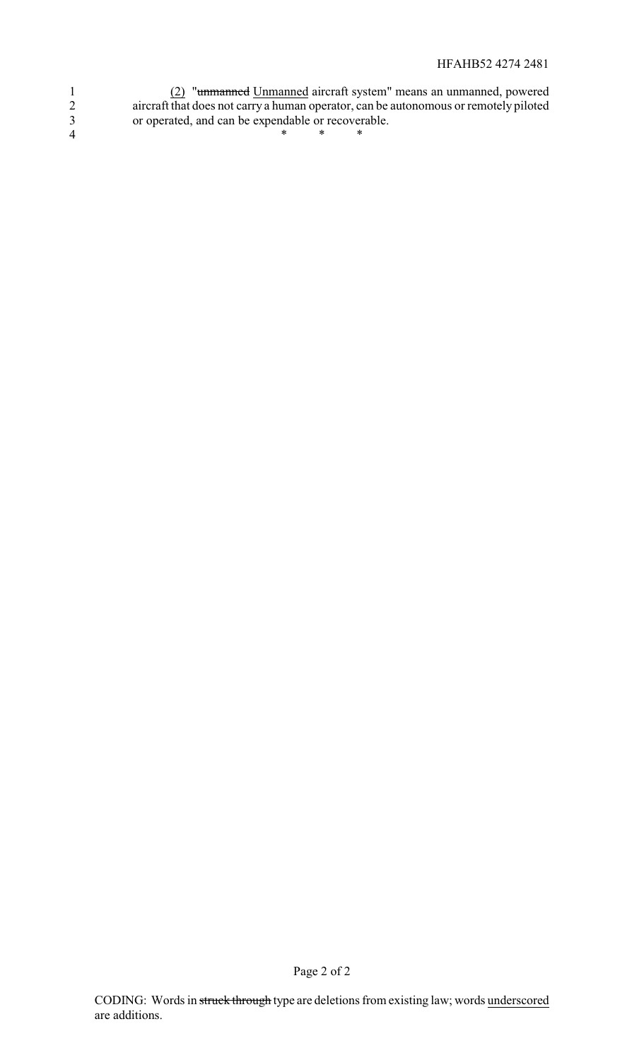(2) "~~unmanned~~ Unmanned aircraft system" means an unmanned, powered aircraft that does not carry a human operator, can be autonomous or remotely piloted or operated, and can be expendable or recoverable.

\* \* \*

CODING: Words in ~~struck through~~ type are deletions from existing law; words underscored are additions.